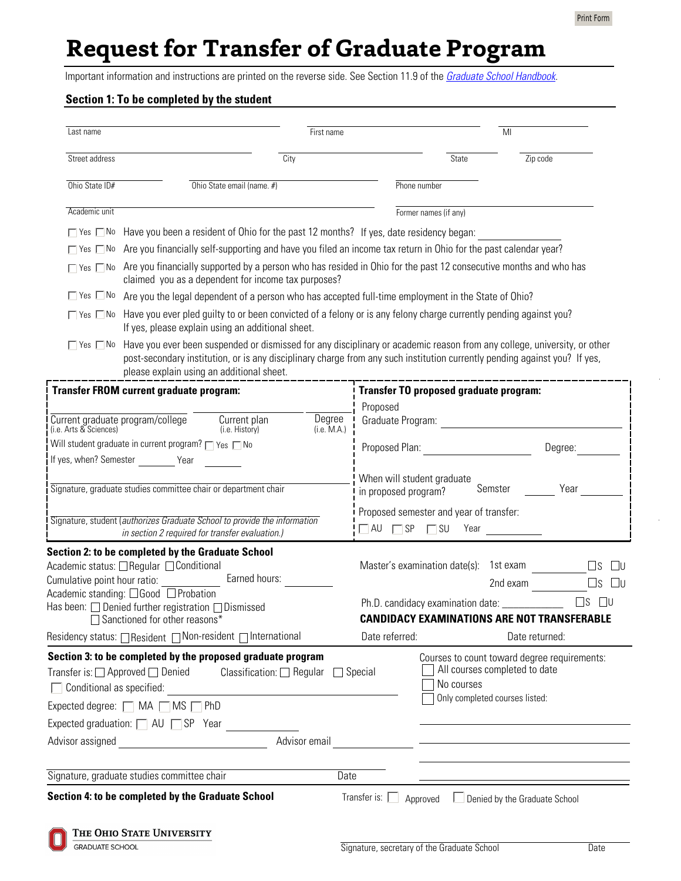# Request for Transfer of Graduate Program

Important information and instructions are printed on the reverse side. See Section 11.9 of the *Graduate School Handbook*.

## Section 1: To be completed by the student

Last name ______________ First name ______________ MI ______

Street address ______________ City ______________ State ______ Zip code ______

Ohio State ID# ______________ Ohio State email (name. #) ______________ Phone number ______________

Academic unit ______________ Former names (if any) ______________

☐ Yes ☐ No Have you been a resident of Ohio for the past 12 months? If yes, date residency began: ______________

☐ Yes ☐ No Are you financially self-supporting and have you filed an income tax return in Ohio for the past calendar year?

☐ Yes ☐ No Are you financially supported by a person who has resided in Ohio for the past 12 consecutive months and who has claimed you as a dependent for income tax purposes?

☐ Yes ☐ No Are you the legal dependent of a person who has accepted full-time employment in the State of Ohio?

☐ Yes ☐ No Have you ever pled guilty to or been convicted of a felony or is any felony charge currently pending against you? If yes, please explain using an additional sheet.

☐ Yes ☐ No Have you ever been suspended or dismissed for any disciplinary or academic reason from any college, university, or other post-secondary institution, or is any disciplinary charge from any such institution currently pending against you? If yes, please explain using an additional sheet.

**Transfer FROM current graduate program:**

Current graduate program/college (i.e. Arts & Sciences) ______________ Current plan (i.e. History) ______________ Degree (i.e. M.A.) ______

Will student graduate in current program? ☐ Yes ☐ No

If yes, when? Semester ______ Year ______

Signature, graduate studies committee chair or department chair ______________

Signature, student (*authorizes Graduate School to provide the information in section 2 required for transfer evaluation.*) ______________

**Transfer TO proposed graduate program:**

Proposed Graduate Program: ______________

Proposed Plan: ______________ Degree: ______

When will student graduate in proposed program? Semster ______ Year ______

Proposed semester and year of transfer: ☐ AU ☐ SP ☐ SU Year ______

## Section 2: to be completed by the Graduate School

Academic status: ☐ Regular ☐ Conditional

Cumulative point hour ratio: ______ Earned hours: ______

Academic standing: ☐ Good ☐ Probation

Has been: ☐ Denied further registration ☐ Dismissed ☐ Sanctioned for other reasons*

Residency status: ☐ Resident ☐ Non-resident ☐ International

Master's examination date(s): 1st exam ______ ☐S ☐U

2nd exam ______ ☐S ☐U

Ph.D. candidacy examination date: ______ ☐S ☐U

**CANDIDACY EXAMINATIONS ARE NOT TRANSFERABLE**

Date referred: ______ Date returned: ______

## Section 3: to be completed by the proposed graduate program

Transfer is: ☐ Approved ☐ Denied Classification: ☐ Regular ☐ Special

☐ Conditional as specified: ______________

Expected degree: ☐ MA ☐ MS ☐ PhD

Expected graduation: ☐ AU ☐ SP Year ______

Advisor assigned ______________ Advisor email ______________

Signature, graduate studies committee chair ______________ Date ______

Courses to count toward degree requirements:

☐ All courses completed to date

☐ No courses

☐ Only completed courses listed:

______________

______________

______________

______________

## Section 4: to be completed by the Graduate School

Transfer is: ☐ Approved ☐ Denied by the Graduate School

The Ohio State University
Graduate School

Signature, secretary of the Graduate School ______________ Date ______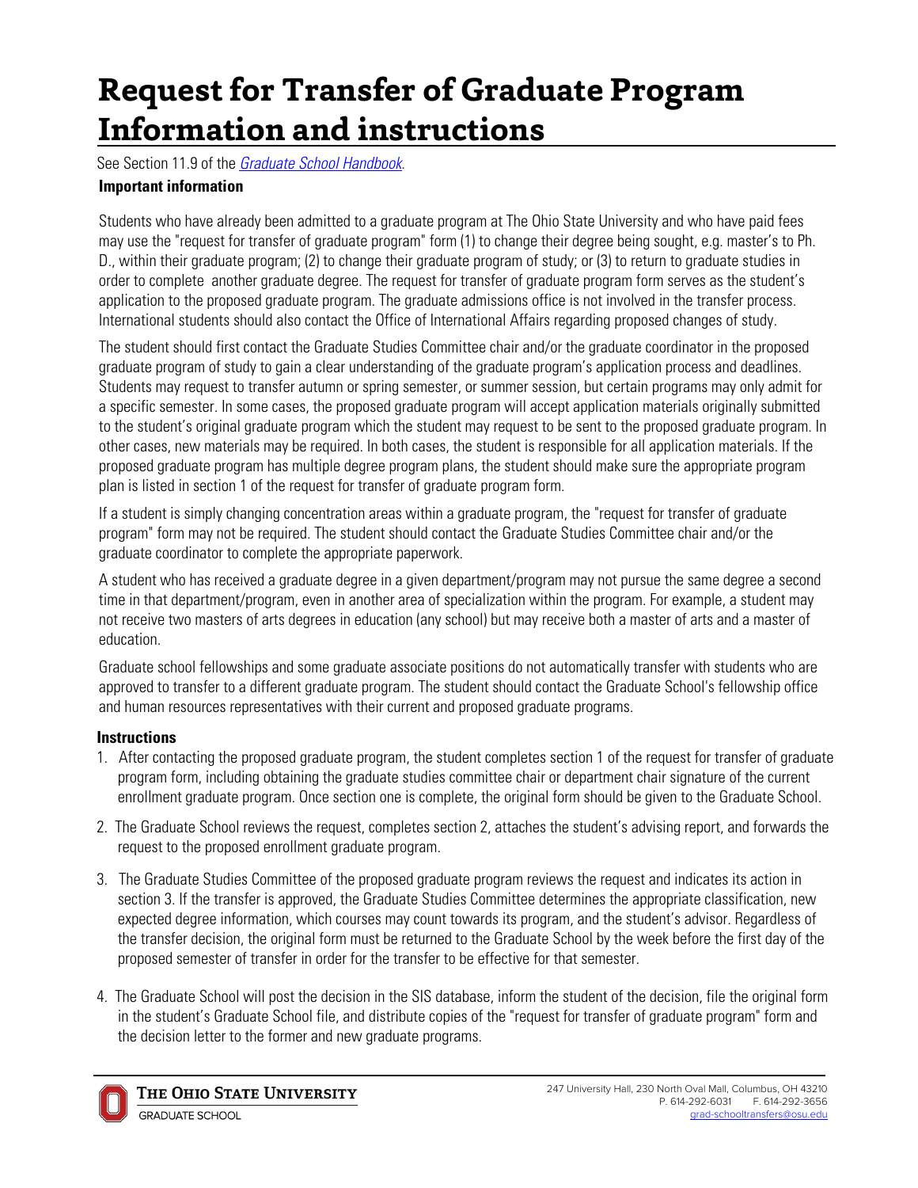# Request for Transfer of Graduate Program Information and instructions

See Section 11.9 of the *Graduate School Handbook*.

**Important information**

Students who have already been admitted to a graduate program at The Ohio State University and who have paid fees may use the "request for transfer of graduate program" form (1) to change their degree being sought, e.g. master's to Ph. D., within their graduate program; (2) to change their graduate program of study; or (3) to return to graduate studies in order to complete another graduate degree. The request for transfer of graduate program form serves as the student's application to the proposed graduate program. The graduate admissions office is not involved in the transfer process. International students should also contact the Office of International Affairs regarding proposed changes of study.

The student should first contact the Graduate Studies Committee chair and/or the graduate coordinator in the proposed graduate program of study to gain a clear understanding of the graduate program's application process and deadlines. Students may request to transfer autumn or spring semester, or summer session, but certain programs may only admit for a specific semester. In some cases, the proposed graduate program will accept application materials originally submitted to the student's original graduate program which the student may request to be sent to the proposed graduate program. In other cases, new materials may be required. In both cases, the student is responsible for all application materials. If the proposed graduate program has multiple degree program plans, the student should make sure the appropriate program plan is listed in section 1 of the request for transfer of graduate program form.

If a student is simply changing concentration areas within a graduate program, the "request for transfer of graduate program" form may not be required. The student should contact the Graduate Studies Committee chair and/or the graduate coordinator to complete the appropriate paperwork.

A student who has received a graduate degree in a given department/program may not pursue the same degree a second time in that department/program, even in another area of specialization within the program. For example, a student may not receive two masters of arts degrees in education (any school) but may receive both a master of arts and a master of education.

Graduate school fellowships and some graduate associate positions do not automatically transfer with students who are approved to transfer to a different graduate program. The student should contact the Graduate School's fellowship office and human resources representatives with their current and proposed graduate programs.

**Instructions**

1. After contacting the proposed graduate program, the student completes section 1 of the request for transfer of graduate program form, including obtaining the graduate studies committee chair or department chair signature of the current enrollment graduate program. Once section one is complete, the original form should be given to the Graduate School.
2. The Graduate School reviews the request, completes section 2, attaches the student's advising report, and forwards the request to the proposed enrollment graduate program.
3. The Graduate Studies Committee of the proposed graduate program reviews the request and indicates its action in section 3. If the transfer is approved, the Graduate Studies Committee determines the appropriate classification, new expected degree information, which courses may count towards its program, and the student's advisor. Regardless of the transfer decision, the original form must be returned to the Graduate School by the week before the first day of the proposed semester of transfer in order for the transfer to be effective for that semester.
4. The Graduate School will post the decision in the SIS database, inform the student of the decision, file the original form in the student's Graduate School file, and distribute copies of the "request for transfer of graduate program" form and the decision letter to the former and new graduate programs.

THE OHIO STATE UNIVERSITY
GRADUATE SCHOOL

247 University Hall, 230 North Oval Mall, Columbus, OH 43210
P. 614-292-6031 F. 614-292-3656
grad-schooltransfers@osu.edu